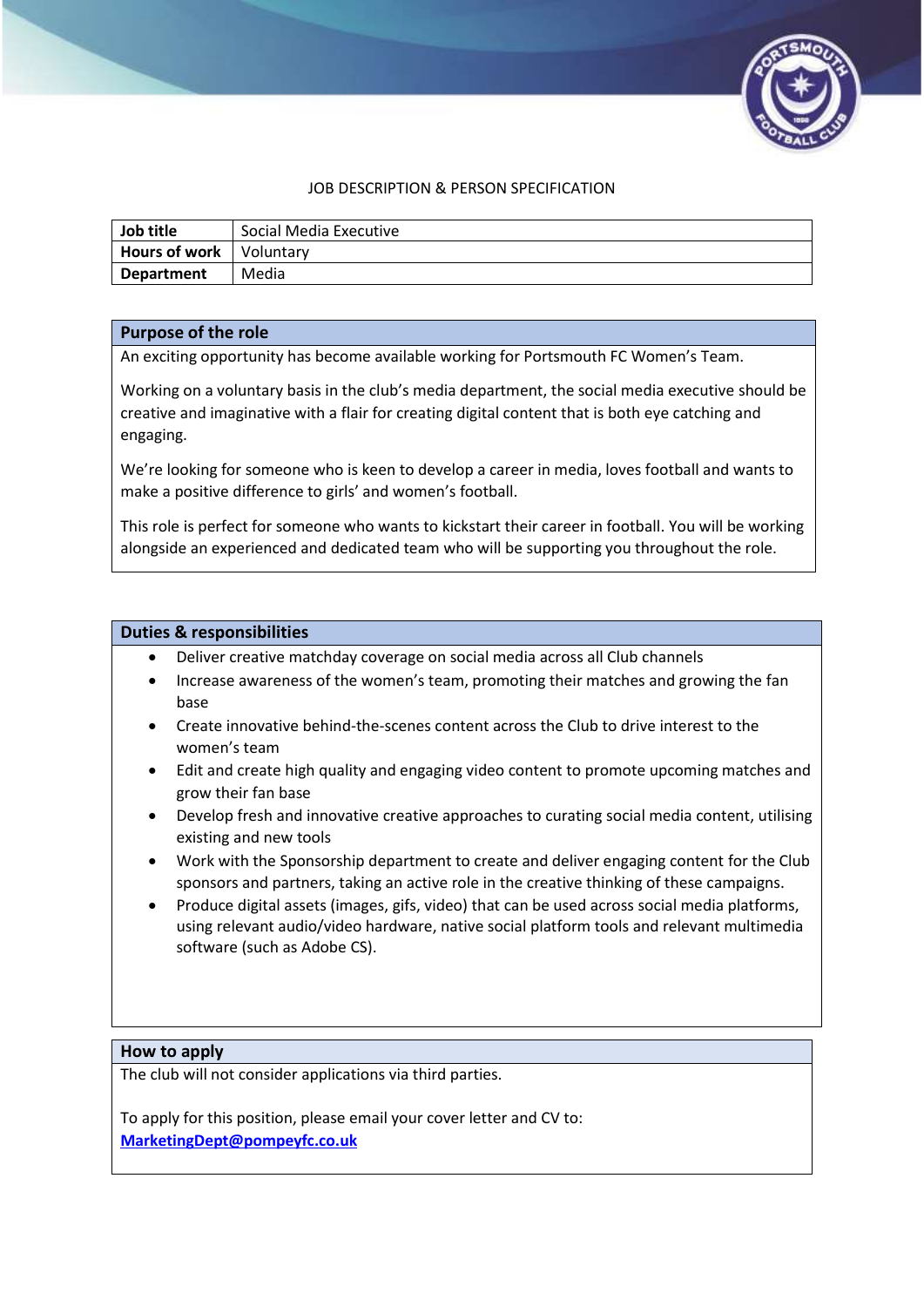# JOB DESCRIPTION & PERSON SPECIFICATION

| | |
|---|---|
| **Job title** | Social Media Executive |
| **Hours of work** | Voluntary |
| **Department** | Media |

## Purpose of the role

An exciting opportunity has become available working for Portsmouth FC Women's Team.

Working on a voluntary basis in the club's media department, the social media executive should be creative and imaginative with a flair for creating digital content that is both eye catching and engaging.

We're looking for someone who is keen to develop a career in media, loves football and wants to make a positive difference to girls' and women's football.

This role is perfect for someone who wants to kickstart their career in football. You will be working alongside an experienced and dedicated team who will be supporting you throughout the role.

## Duties & responsibilities

- Deliver creative matchday coverage on social media across all Club channels
- Increase awareness of the women's team, promoting their matches and growing the fan base
- Create innovative behind-the-scenes content across the Club to drive interest to the women's team
- Edit and create high quality and engaging video content to promote upcoming matches and grow their fan base
- Develop fresh and innovative creative approaches to curating social media content, utilising existing and new tools
- Work with the Sponsorship department to create and deliver engaging content for the Club sponsors and partners, taking an active role in the creative thinking of these campaigns.
- Produce digital assets (images, gifs, video) that can be used across social media platforms, using relevant audio/video hardware, native social platform tools and relevant multimedia software (such as Adobe CS).

## How to apply

The club will not consider applications via third parties.

To apply for this position, please email your cover letter and CV to:
**MarketingDept@pompeyfc.co.uk**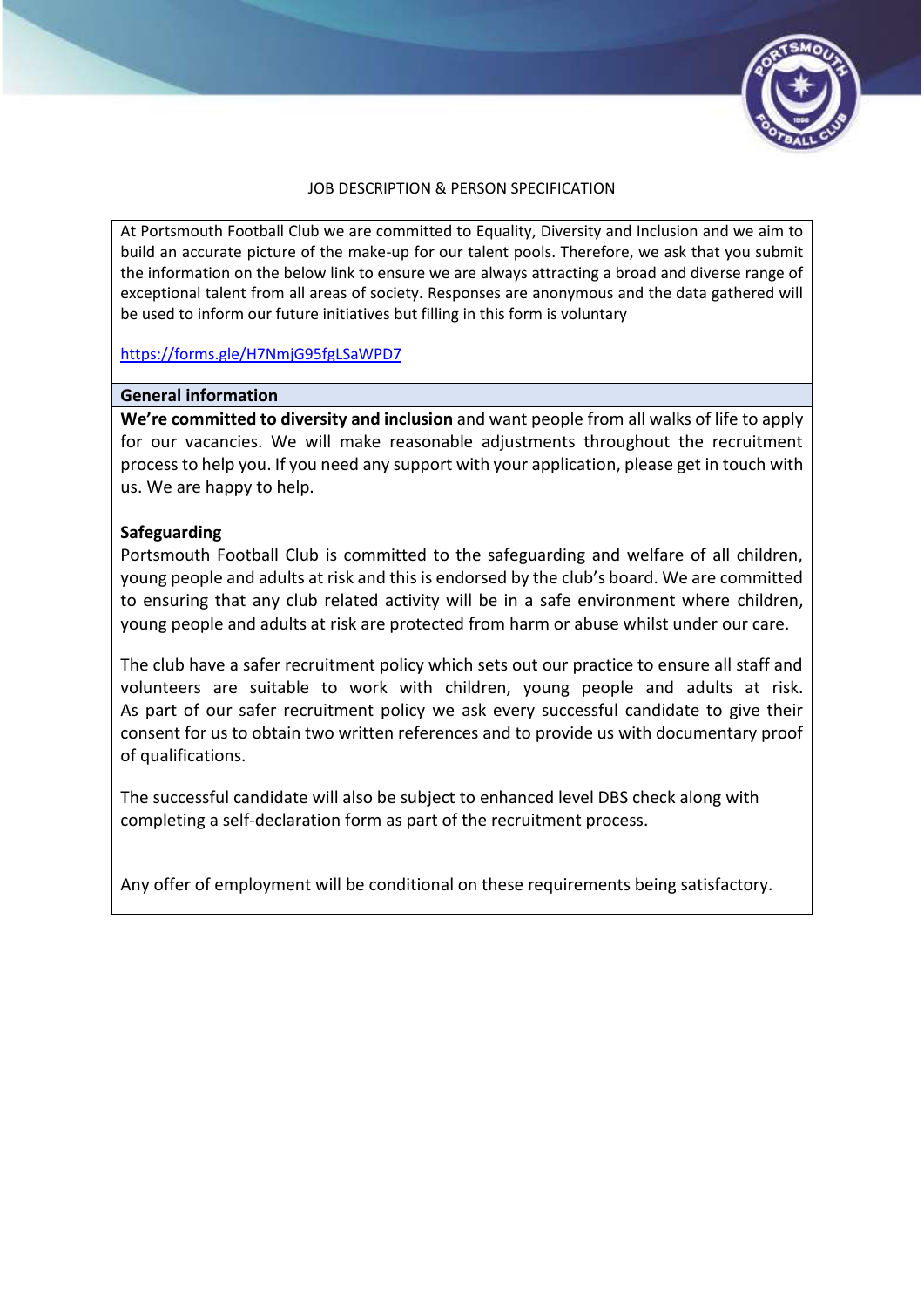JOB DESCRIPTION & PERSON SPECIFICATION

At Portsmouth Football Club we are committed to Equality, Diversity and Inclusion and we aim to build an accurate picture of the make-up for our talent pools. Therefore, we ask that you submit the information on the below link to ensure we are always attracting a broad and diverse range of exceptional talent from all areas of society. Responses are anonymous and the data gathered will be used to inform our future initiatives but filling in this form is voluntary

https://forms.gle/H7NmjG95fgLSaWPD7

## General information

**We're committed to diversity and inclusion** and want people from all walks of life to apply for our vacancies. We will make reasonable adjustments throughout the recruitment process to help you. If you need any support with your application, please get in touch with us. We are happy to help.

### Safeguarding

Portsmouth Football Club is committed to the safeguarding and welfare of all children, young people and adults at risk and this is endorsed by the club's board. We are committed to ensuring that any club related activity will be in a safe environment where children, young people and adults at risk are protected from harm or abuse whilst under our care.

The club have a safer recruitment policy which sets out our practice to ensure all staff and volunteers are suitable to work with children, young people and adults at risk. As part of our safer recruitment policy we ask every successful candidate to give their consent for us to obtain two written references and to provide us with documentary proof of qualifications.

The successful candidate will also be subject to enhanced level DBS check along with completing a self-declaration form as part of the recruitment process.

Any offer of employment will be conditional on these requirements being satisfactory.